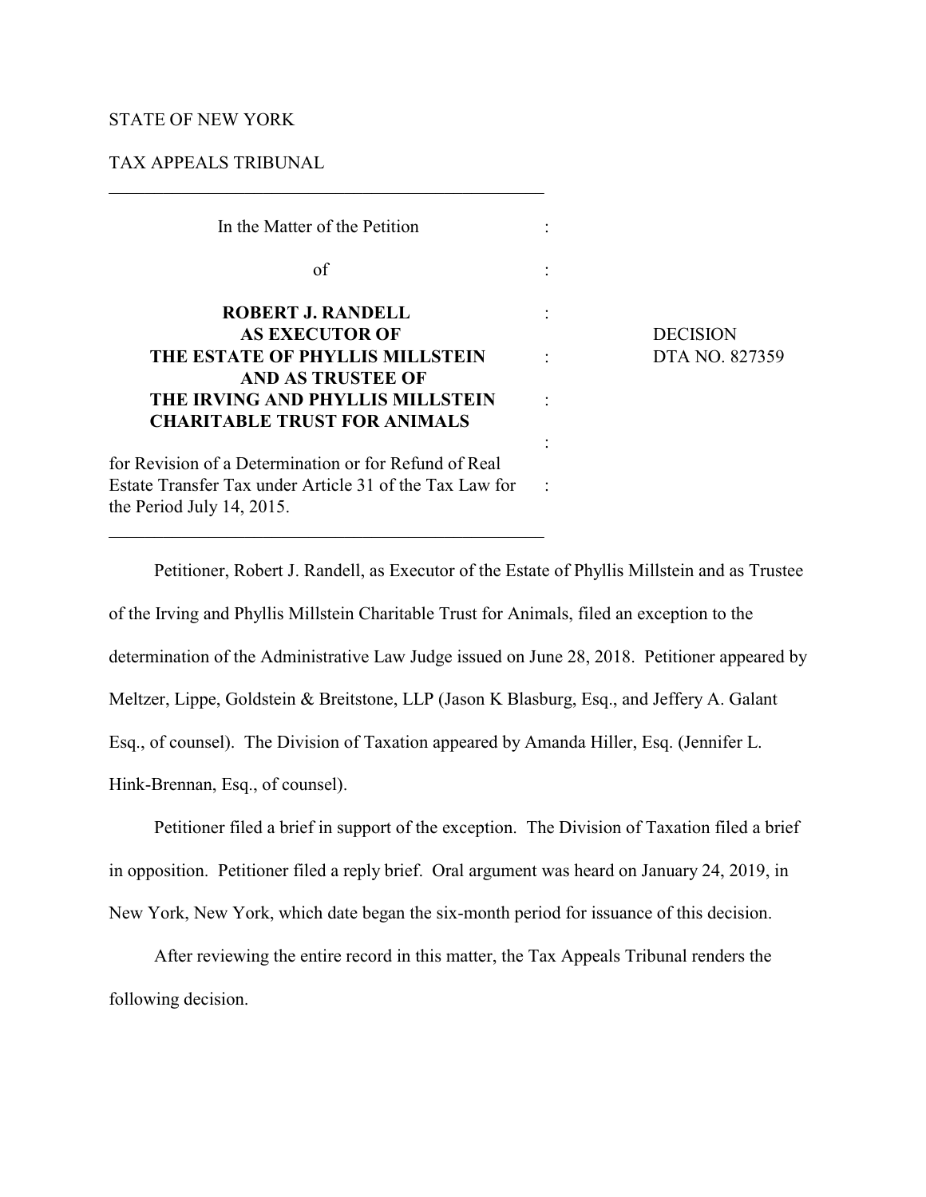STATE OF NEW YORK

TAX APPEALS TRIBUNAL

---

| In the Matter of the Petition | : | |
|---|---|---|
| of | : | |
| **ROBERT J. RANDELL AS EXECUTOR OF THE ESTATE OF PHYLLIS MILLSTEIN AND AS TRUSTEE OF THE IRVING AND PHYLLIS MILLSTEIN CHARITABLE TRUST FOR ANIMALS** | : | DECISION DTA NO. 827359 |
| for Revision of a Determination or for Refund of Real Estate Transfer Tax under Article 31 of the Tax Law for the Period July 14, 2015. | : | |

---

Petitioner, Robert J. Randell, as Executor of the Estate of Phyllis Millstein and as Trustee of the Irving and Phyllis Millstein Charitable Trust for Animals, filed an exception to the determination of the Administrative Law Judge issued on June 28, 2018. Petitioner appeared by Meltzer, Lippe, Goldstein & Breitstone, LLP (Jason K Blasburg, Esq., and Jeffery A. Galant Esq., of counsel). The Division of Taxation appeared by Amanda Hiller, Esq. (Jennifer L. Hink-Brennan, Esq., of counsel).

Petitioner filed a brief in support of the exception. The Division of Taxation filed a brief in opposition. Petitioner filed a reply brief. Oral argument was heard on January 24, 2019, in New York, New York, which date began the six-month period for issuance of this decision.

After reviewing the entire record in this matter, the Tax Appeals Tribunal renders the following decision.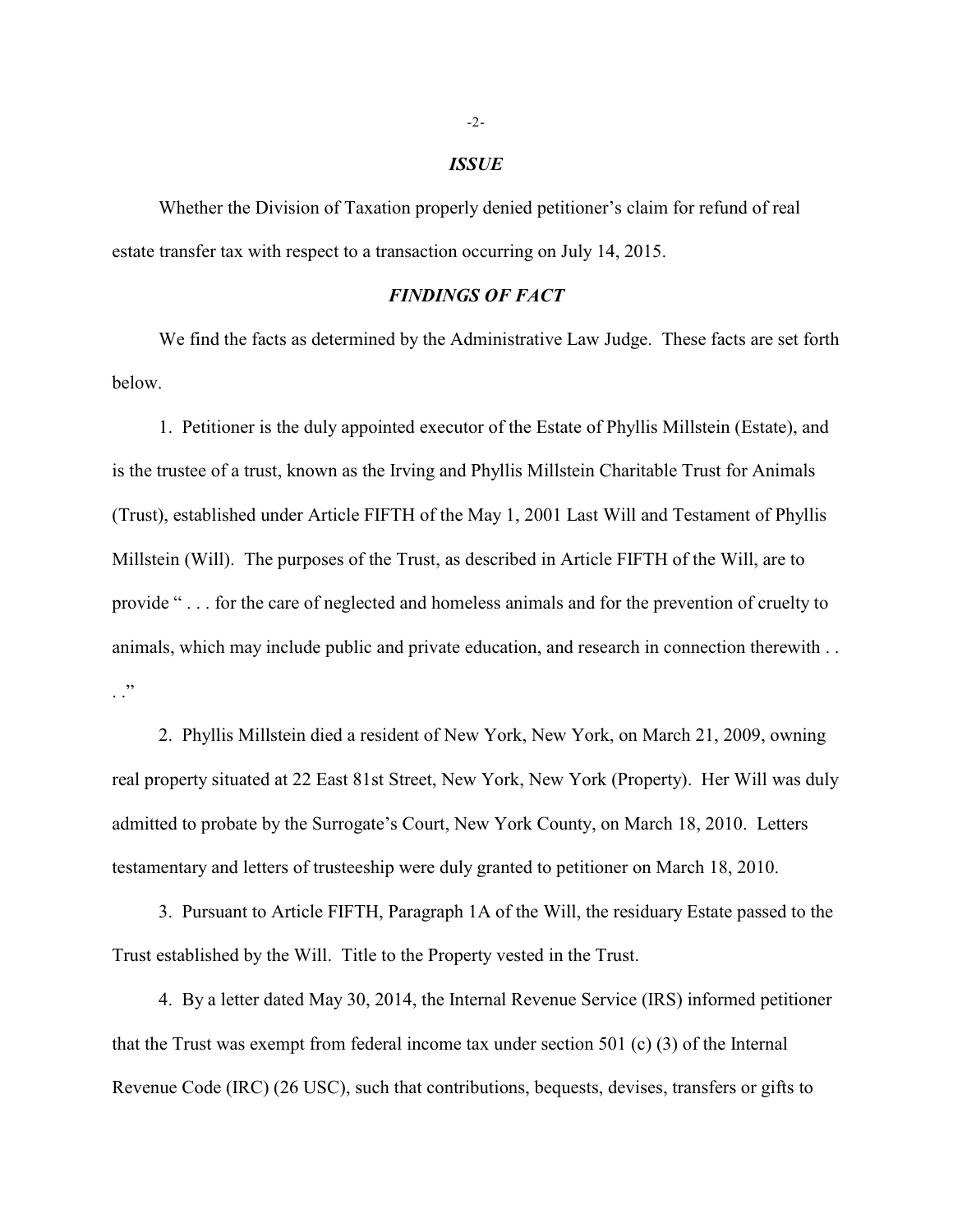### *ISSUE*

Whether the Division of Taxation properly denied petitioner's claim for refund of real estate transfer tax with respect to a transaction occurring on July 14, 2015.

### *FINDINGS OF FACT*

We find the facts as determined by the Administrative Law Judge. These facts are set forth below.

1. Petitioner is the duly appointed executor of the Estate of Phyllis Millstein (Estate), and is the trustee of a trust, known as the Irving and Phyllis Millstein Charitable Trust for Animals (Trust), established under Article FIFTH of the May 1, 2001 Last Will and Testament of Phyllis Millstein (Will). The purposes of the Trust, as described in Article FIFTH of the Will, are to provide " . . . for the care of neglected and homeless animals and for the prevention of cruelty to animals, which may include public and private education, and research in connection therewith . . ."

2. Phyllis Millstein died a resident of New York, New York, on March 21, 2009, owning real property situated at 22 East 81st Street, New York, New York (Property). Her Will was duly admitted to probate by the Surrogate's Court, New York County, on March 18, 2010. Letters testamentary and letters of trusteeship were duly granted to petitioner on March 18, 2010.

3. Pursuant to Article FIFTH, Paragraph 1A of the Will, the residuary Estate passed to the Trust established by the Will. Title to the Property vested in the Trust.

4. By a letter dated May 30, 2014, the Internal Revenue Service (IRS) informed petitioner that the Trust was exempt from federal income tax under section 501 (c) (3) of the Internal Revenue Code (IRC) (26 USC), such that contributions, bequests, devises, transfers or gifts to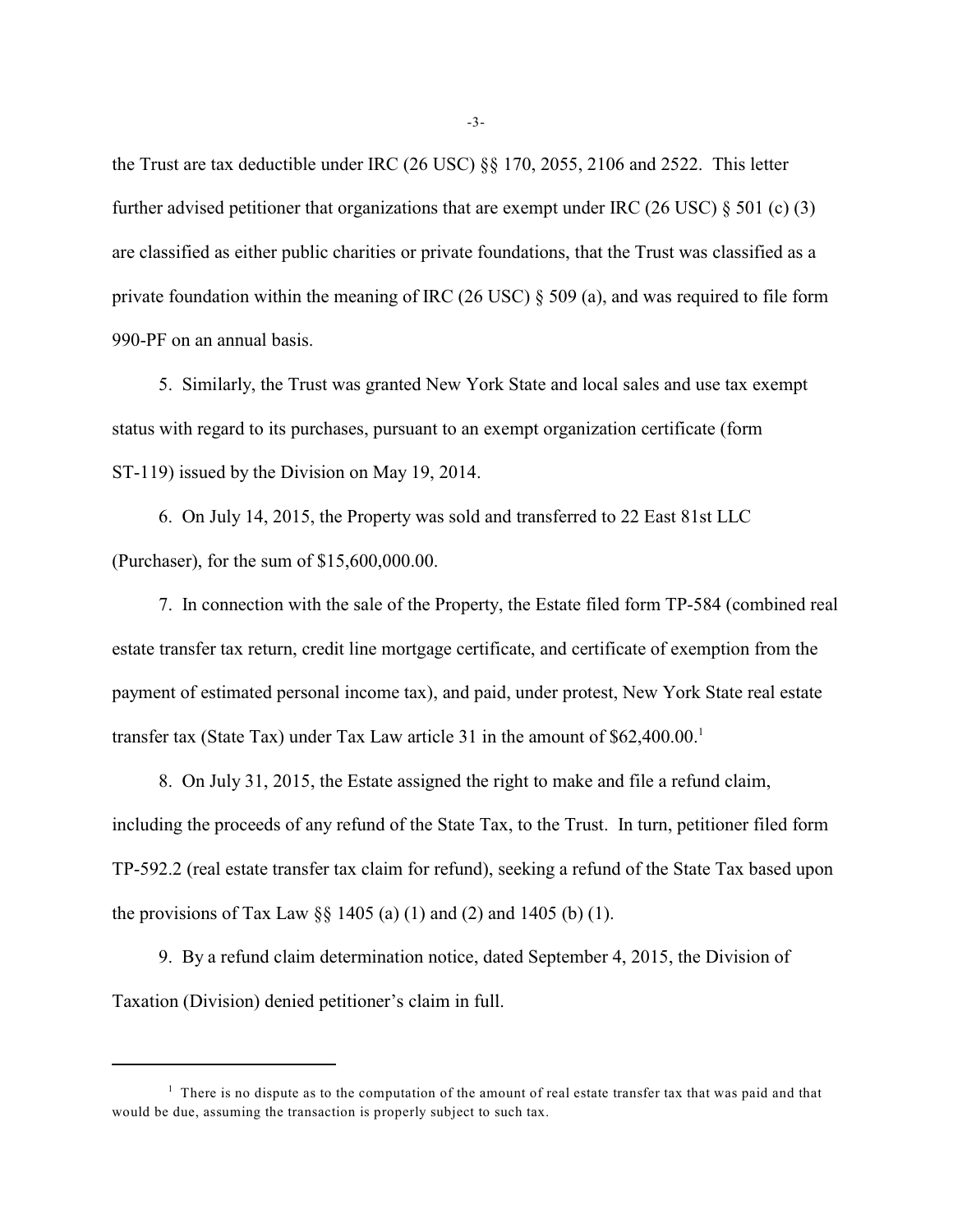the Trust are tax deductible under IRC (26 USC) §§ 170, 2055, 2106 and 2522. This letter further advised petitioner that organizations that are exempt under IRC (26 USC) § 501 (c) (3) are classified as either public charities or private foundations, that the Trust was classified as a private foundation within the meaning of IRC (26 USC) § 509 (a), and was required to file form 990-PF on an annual basis.

5. Similarly, the Trust was granted New York State and local sales and use tax exempt status with regard to its purchases, pursuant to an exempt organization certificate (form ST-119) issued by the Division on May 19, 2014.

6. On July 14, 2015, the Property was sold and transferred to 22 East 81st LLC (Purchaser), for the sum of $15,600,000.00.

7. In connection with the sale of the Property, the Estate filed form TP-584 (combined real estate transfer tax return, credit line mortgage certificate, and certificate of exemption from the payment of estimated personal income tax), and paid, under protest, New York State real estate transfer tax (State Tax) under Tax Law article 31 in the amount of $62,400.00.[1]

8. On July 31, 2015, the Estate assigned the right to make and file a refund claim, including the proceeds of any refund of the State Tax, to the Trust. In turn, petitioner filed form TP-592.2 (real estate transfer tax claim for refund), seeking a refund of the State Tax based upon the provisions of Tax Law §§ 1405 (a) (1) and (2) and 1405 (b) (1).

9. By a refund claim determination notice, dated September 4, 2015, the Division of Taxation (Division) denied petitioner's claim in full.

---

[1] There is no dispute as to the computation of the amount of real estate transfer tax that was paid and that would be due, assuming the transaction is properly subject to such tax.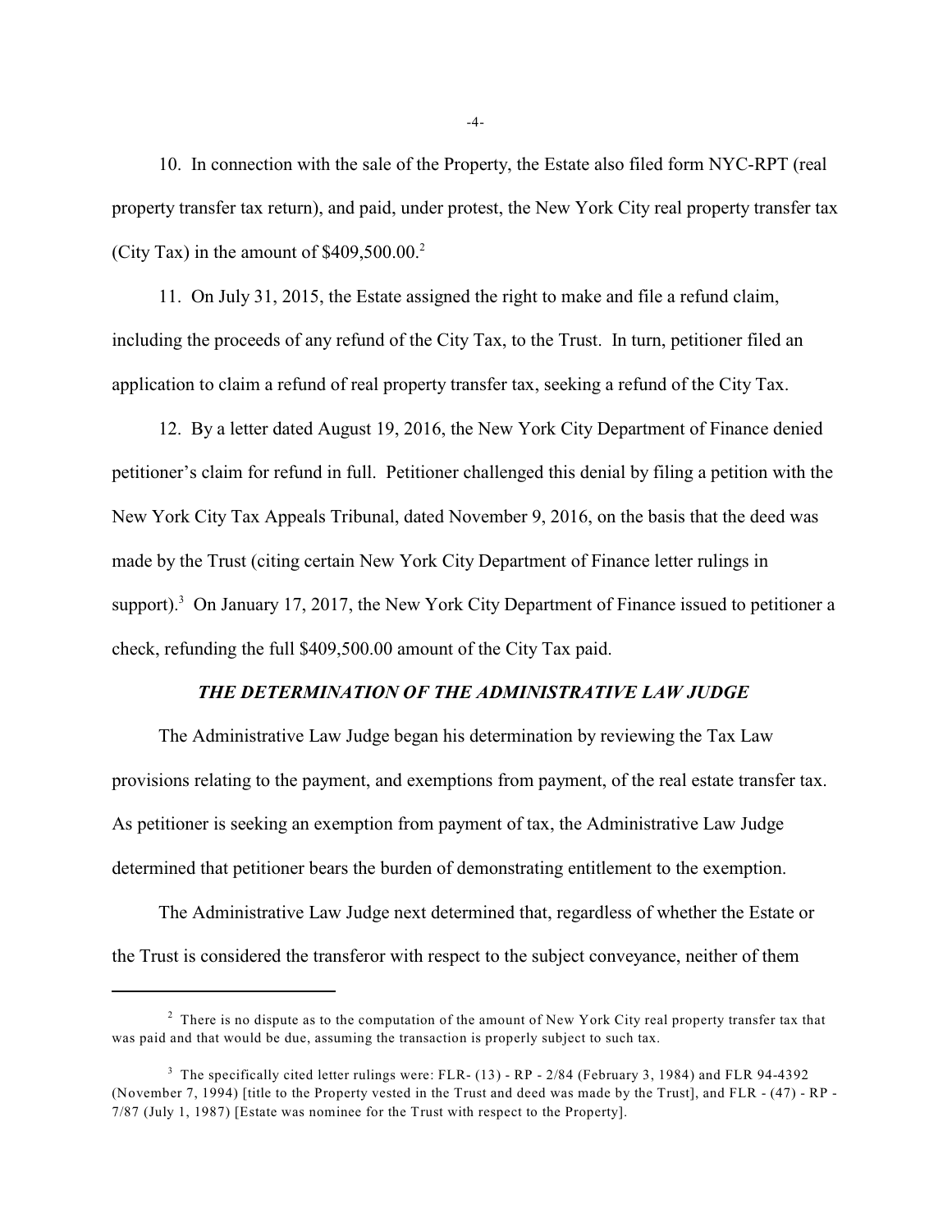10. In connection with the sale of the Property, the Estate also filed form NYC-RPT (real property transfer tax return), and paid, under protest, the New York City real property transfer tax (City Tax) in the amount of $409,500.00.[2]

11. On July 31, 2015, the Estate assigned the right to make and file a refund claim, including the proceeds of any refund of the City Tax, to the Trust. In turn, petitioner filed an application to claim a refund of real property transfer tax, seeking a refund of the City Tax.

12. By a letter dated August 19, 2016, the New York City Department of Finance denied petitioner's claim for refund in full. Petitioner challenged this denial by filing a petition with the New York City Tax Appeals Tribunal, dated November 9, 2016, on the basis that the deed was made by the Trust (citing certain New York City Department of Finance letter rulings in support).[3] On January 17, 2017, the New York City Department of Finance issued to petitioner a check, refunding the full $409,500.00 amount of the City Tax paid.

### *THE DETERMINATION OF THE ADMINISTRATIVE LAW JUDGE*

The Administrative Law Judge began his determination by reviewing the Tax Law provisions relating to the payment, and exemptions from payment, of the real estate transfer tax. As petitioner is seeking an exemption from payment of tax, the Administrative Law Judge determined that petitioner bears the burden of demonstrating entitlement to the exemption.

The Administrative Law Judge next determined that, regardless of whether the Estate or the Trust is considered the transferor with respect to the subject conveyance, neither of them

---

[2] There is no dispute as to the computation of the amount of New York City real property transfer tax that was paid and that would be due, assuming the transaction is properly subject to such tax.

[3] The specifically cited letter rulings were: FLR- (13) - RP - 2/84 (February 3, 1984) and FLR 94-4392 (November 7, 1994) [title to the Property vested in the Trust and deed was made by the Trust], and FLR - (47) - RP - 7/87 (July 1, 1987) [Estate was nominee for the Trust with respect to the Property].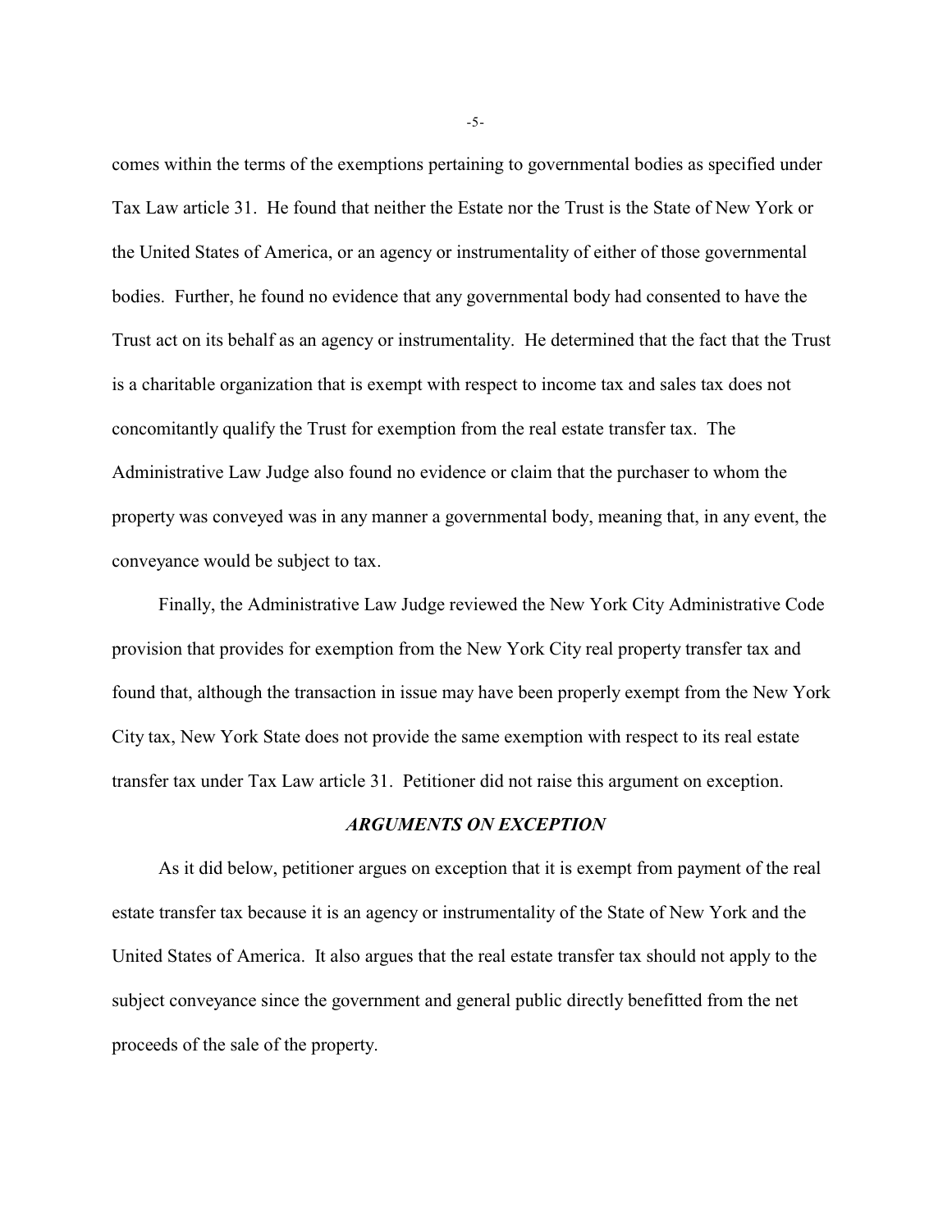comes within the terms of the exemptions pertaining to governmental bodies as specified under Tax Law article 31. He found that neither the Estate nor the Trust is the State of New York or the United States of America, or an agency or instrumentality of either of those governmental bodies. Further, he found no evidence that any governmental body had consented to have the Trust act on its behalf as an agency or instrumentality. He determined that the fact that the Trust is a charitable organization that is exempt with respect to income tax and sales tax does not concomitantly qualify the Trust for exemption from the real estate transfer tax. The Administrative Law Judge also found no evidence or claim that the purchaser to whom the property was conveyed was in any manner a governmental body, meaning that, in any event, the conveyance would be subject to tax.

Finally, the Administrative Law Judge reviewed the New York City Administrative Code provision that provides for exemption from the New York City real property transfer tax and found that, although the transaction in issue may have been properly exempt from the New York City tax, New York State does not provide the same exemption with respect to its real estate transfer tax under Tax Law article 31. Petitioner did not raise this argument on exception.

### *ARGUMENTS ON EXCEPTION*

As it did below, petitioner argues on exception that it is exempt from payment of the real estate transfer tax because it is an agency or instrumentality of the State of New York and the United States of America. It also argues that the real estate transfer tax should not apply to the subject conveyance since the government and general public directly benefitted from the net proceeds of the sale of the property.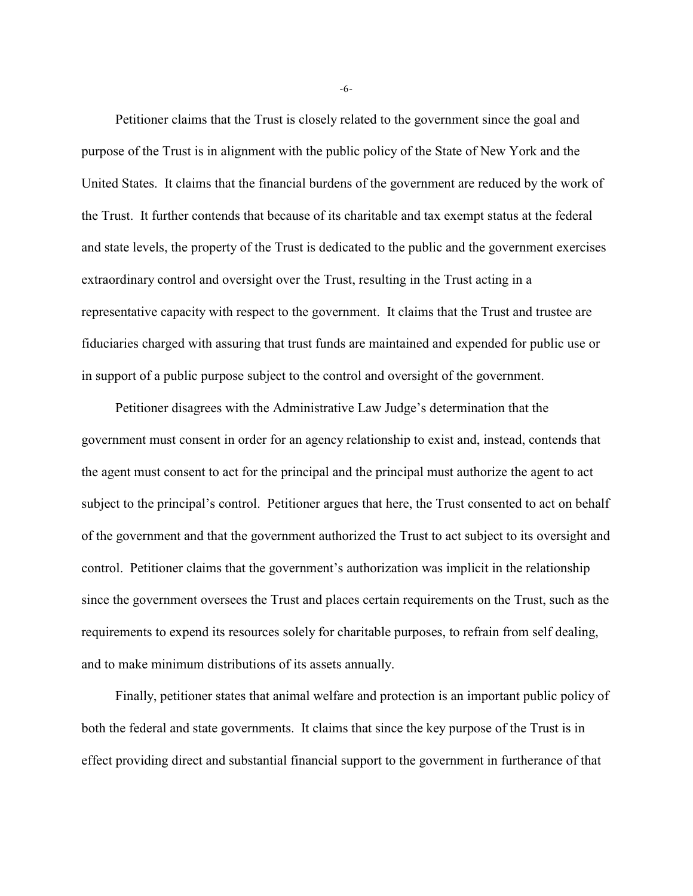Petitioner claims that the Trust is closely related to the government since the goal and purpose of the Trust is in alignment with the public policy of the State of New York and the United States. It claims that the financial burdens of the government are reduced by the work of the Trust. It further contends that because of its charitable and tax exempt status at the federal and state levels, the property of the Trust is dedicated to the public and the government exercises extraordinary control and oversight over the Trust, resulting in the Trust acting in a representative capacity with respect to the government. It claims that the Trust and trustee are fiduciaries charged with assuring that trust funds are maintained and expended for public use or in support of a public purpose subject to the control and oversight of the government.

Petitioner disagrees with the Administrative Law Judge's determination that the government must consent in order for an agency relationship to exist and, instead, contends that the agent must consent to act for the principal and the principal must authorize the agent to act subject to the principal's control. Petitioner argues that here, the Trust consented to act on behalf of the government and that the government authorized the Trust to act subject to its oversight and control. Petitioner claims that the government's authorization was implicit in the relationship since the government oversees the Trust and places certain requirements on the Trust, such as the requirements to expend its resources solely for charitable purposes, to refrain from self dealing, and to make minimum distributions of its assets annually.

Finally, petitioner states that animal welfare and protection is an important public policy of both the federal and state governments. It claims that since the key purpose of the Trust is in effect providing direct and substantial financial support to the government in furtherance of that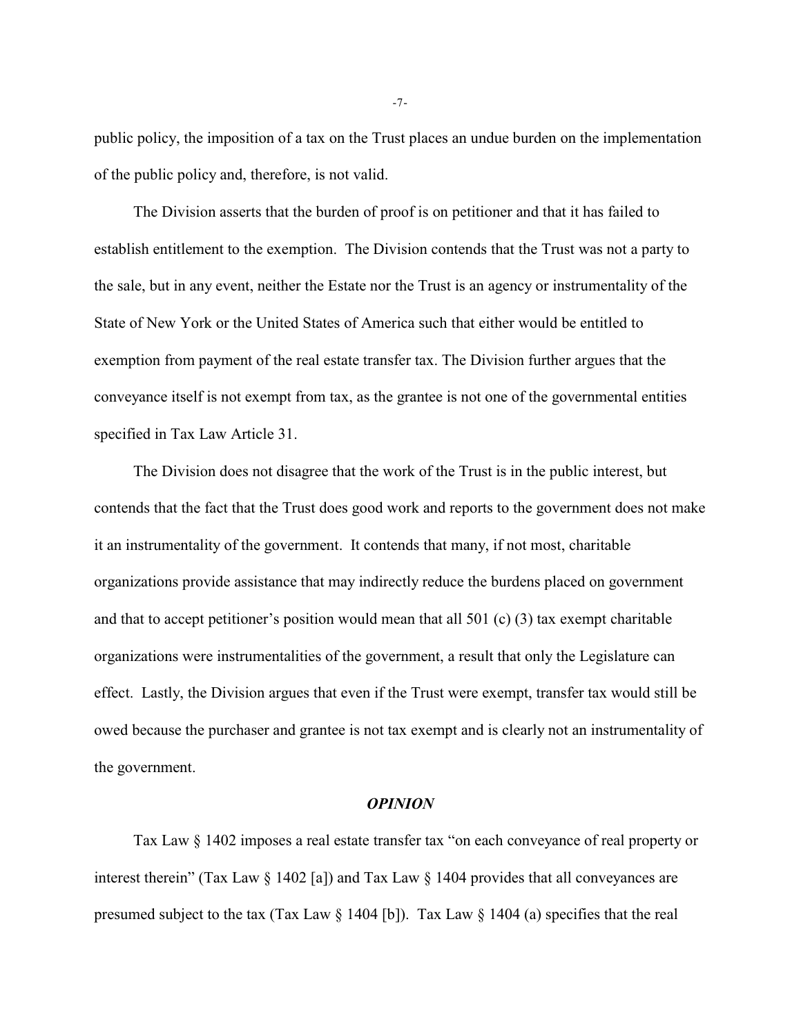public policy, the imposition of a tax on the Trust places an undue burden on the implementation of the public policy and, therefore, is not valid.

The Division asserts that the burden of proof is on petitioner and that it has failed to establish entitlement to the exemption. The Division contends that the Trust was not a party to the sale, but in any event, neither the Estate nor the Trust is an agency or instrumentality of the State of New York or the United States of America such that either would be entitled to exemption from payment of the real estate transfer tax. The Division further argues that the conveyance itself is not exempt from tax, as the grantee is not one of the governmental entities specified in Tax Law Article 31.

The Division does not disagree that the work of the Trust is in the public interest, but contends that the fact that the Trust does good work and reports to the government does not make it an instrumentality of the government. It contends that many, if not most, charitable organizations provide assistance that may indirectly reduce the burdens placed on government and that to accept petitioner's position would mean that all 501 (c) (3) tax exempt charitable organizations were instrumentalities of the government, a result that only the Legislature can effect. Lastly, the Division argues that even if the Trust were exempt, transfer tax would still be owed because the purchaser and grantee is not tax exempt and is clearly not an instrumentality of the government.

## *OPINION*

Tax Law § 1402 imposes a real estate transfer tax "on each conveyance of real property or interest therein" (Tax Law § 1402 [a]) and Tax Law § 1404 provides that all conveyances are presumed subject to the tax (Tax Law § 1404 [b]). Tax Law § 1404 (a) specifies that the real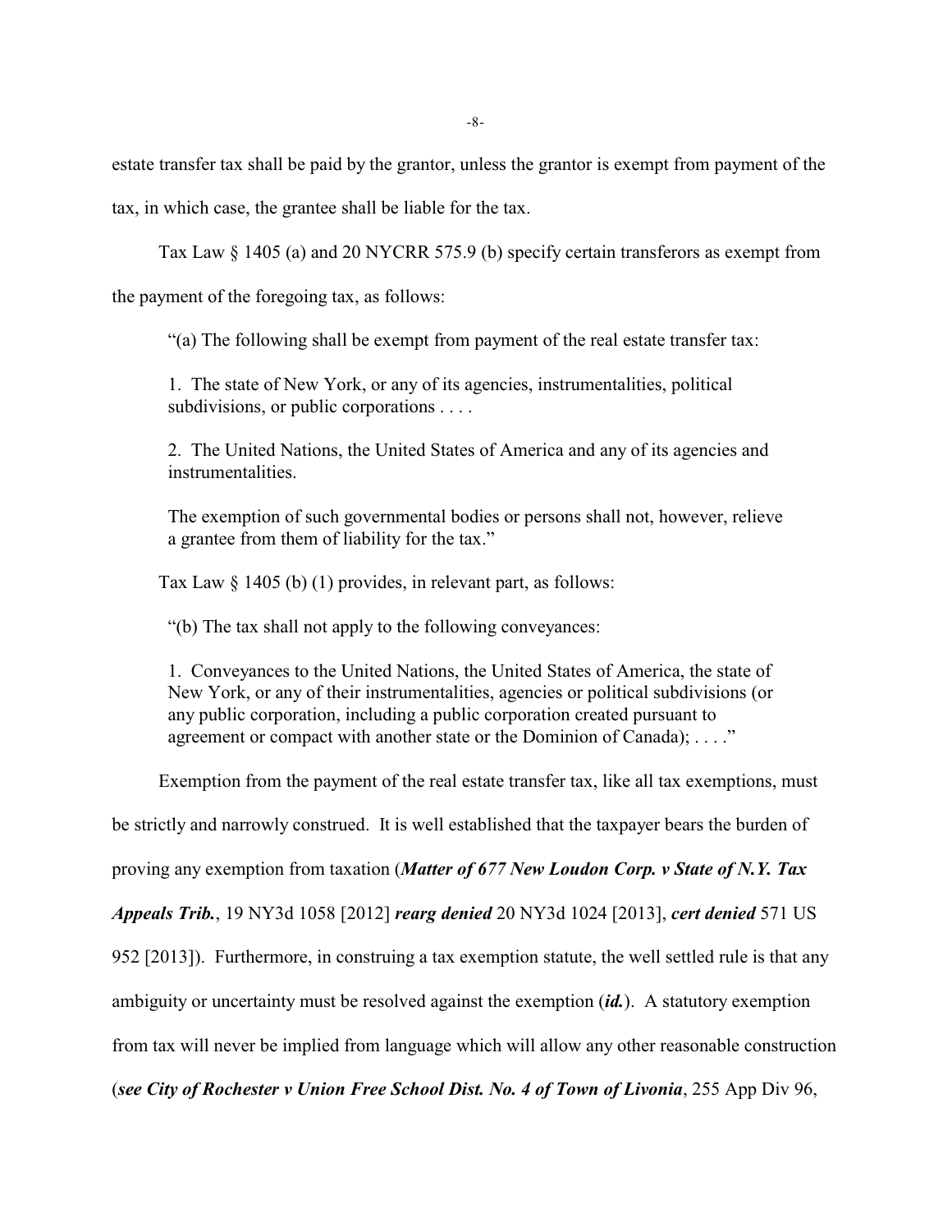estate transfer tax shall be paid by the grantor, unless the grantor is exempt from payment of the tax, in which case, the grantee shall be liable for the tax.

Tax Law § 1405 (a) and 20 NYCRR 575.9 (b) specify certain transferors as exempt from the payment of the foregoing tax, as follows:

> "(a) The following shall be exempt from payment of the real estate transfer tax:
>
> 1. The state of New York, or any of its agencies, instrumentalities, political subdivisions, or public corporations . . . .
>
> 2. The United Nations, the United States of America and any of its agencies and instrumentalities.
>
> The exemption of such governmental bodies or persons shall not, however, relieve a grantee from them of liability for the tax."

Tax Law § 1405 (b) (1) provides, in relevant part, as follows:

> "(b) The tax shall not apply to the following conveyances:
>
> 1. Conveyances to the United Nations, the United States of America, the state of New York, or any of their instrumentalities, agencies or political subdivisions (or any public corporation, including a public corporation created pursuant to agreement or compact with another state or the Dominion of Canada); . . . ."

Exemption from the payment of the real estate transfer tax, like all tax exemptions, must be strictly and narrowly construed. It is well established that the taxpayer bears the burden of proving any exemption from taxation (***Matter of 677 New Loudon Corp. v State of N.Y. Tax Appeals Trib.***, 19 NY3d 1058 [2012] ***rearg denied*** 20 NY3d 1024 [2013], ***cert denied*** 571 US 952 [2013]). Furthermore, in construing a tax exemption statute, the well settled rule is that any ambiguity or uncertainty must be resolved against the exemption (***id.***). A statutory exemption from tax will never be implied from language which will allow any other reasonable construction (***see City of Rochester v Union Free School Dist. No. 4 of Town of Livonia***, 255 App Div 96,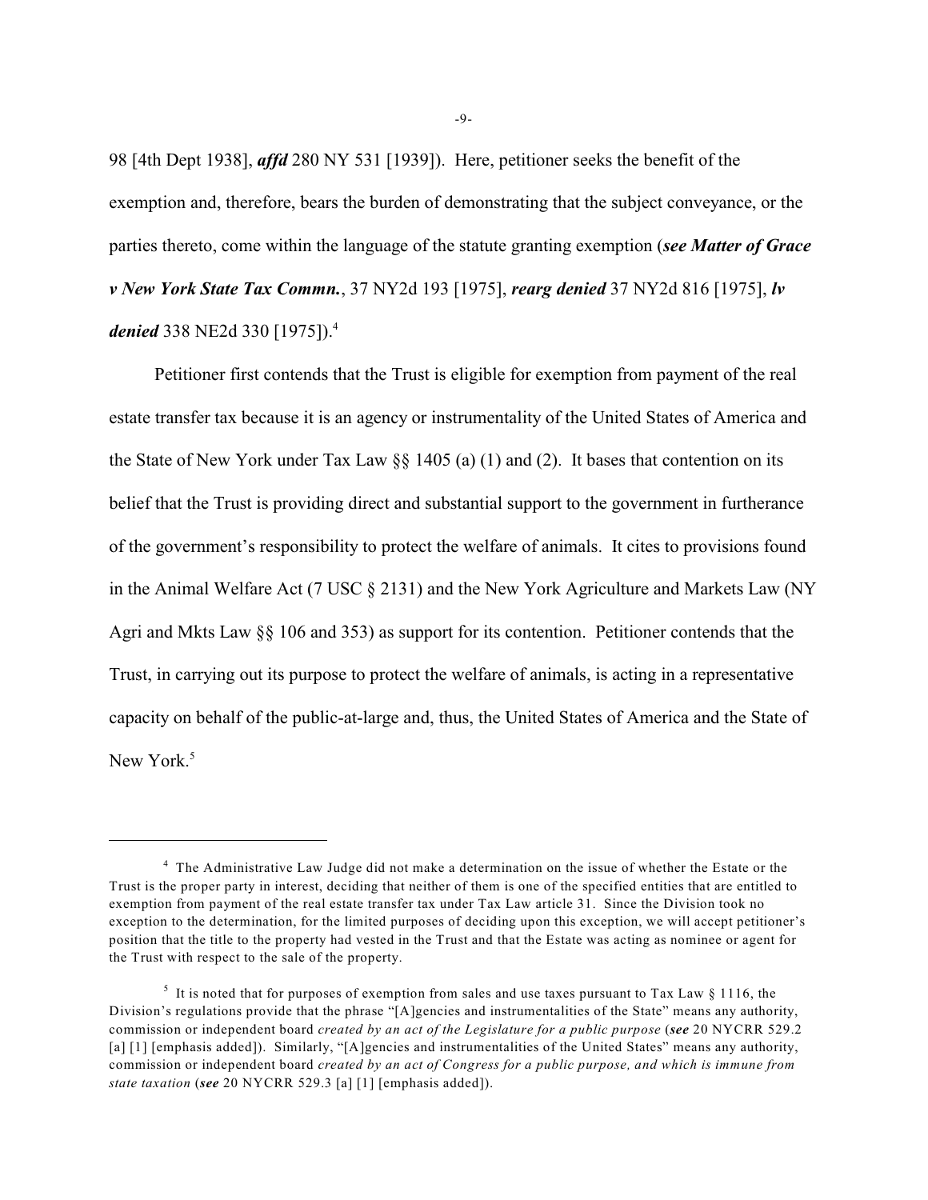98 [4th Dept 1938], ***affd*** 280 NY 531 [1939]). Here, petitioner seeks the benefit of the exemption and, therefore, bears the burden of demonstrating that the subject conveyance, or the parties thereto, come within the language of the statute granting exemption (***see Matter of Grace v New York State Tax Commn.***, 37 NY2d 193 [1975], ***rearg denied*** 37 NY2d 816 [1975], ***lv denied*** 338 NE2d 330 [1975]).[4]

Petitioner first contends that the Trust is eligible for exemption from payment of the real estate transfer tax because it is an agency or instrumentality of the United States of America and the State of New York under Tax Law §§ 1405 (a) (1) and (2). It bases that contention on its belief that the Trust is providing direct and substantial support to the government in furtherance of the government's responsibility to protect the welfare of animals. It cites to provisions found in the Animal Welfare Act (7 USC § 2131) and the New York Agriculture and Markets Law (NY Agri and Mkts Law §§ 106 and 353) as support for its contention. Petitioner contends that the Trust, in carrying out its purpose to protect the welfare of animals, is acting in a representative capacity on behalf of the public-at-large and, thus, the United States of America and the State of New York.[5]

---

[4] The Administrative Law Judge did not make a determination on the issue of whether the Estate or the Trust is the proper party in interest, deciding that neither of them is one of the specified entities that are entitled to exemption from payment of the real estate transfer tax under Tax Law article 31. Since the Division took no exception to the determination, for the limited purposes of deciding upon this exception, we will accept petitioner's position that the title to the property had vested in the Trust and that the Estate was acting as nominee or agent for the Trust with respect to the sale of the property.

[5] It is noted that for purposes of exemption from sales and use taxes pursuant to Tax Law § 1116, the Division's regulations provide that the phrase "[A]gencies and instrumentalities of the State" means any authority, commission or independent board *created by an act of the Legislature for a public purpose* (***see*** 20 NYCRR 529.2 [a] [1] [emphasis added]). Similarly, "[A]gencies and instrumentalities of the United States" means any authority, commission or independent board *created by an act of Congress for a public purpose, and which is immune from state taxation* (***see*** 20 NYCRR 529.3 [a] [1] [emphasis added]).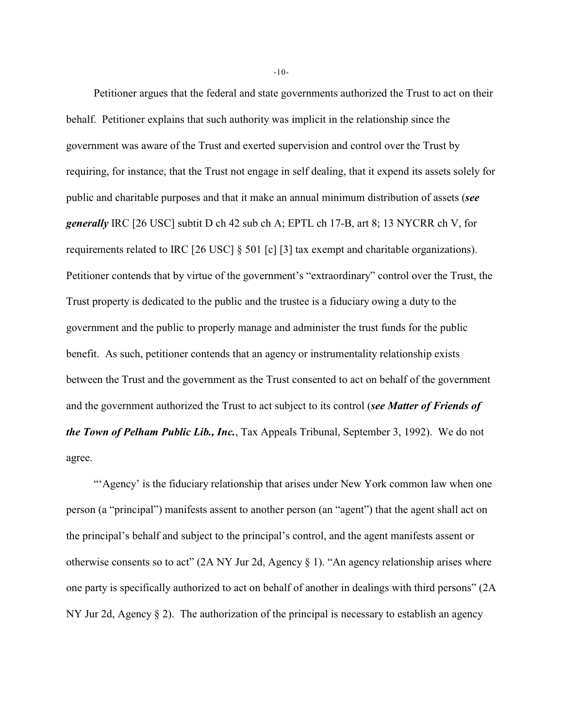Petitioner argues that the federal and state governments authorized the Trust to act on their behalf. Petitioner explains that such authority was implicit in the relationship since the government was aware of the Trust and exerted supervision and control over the Trust by requiring, for instance, that the Trust not engage in self dealing, that it expend its assets solely for public and charitable purposes and that it make an annual minimum distribution of assets (***see generally*** IRC [26 USC] subtit D ch 42 sub ch A; EPTL ch 17-B, art 8; 13 NYCRR ch V, for requirements related to IRC [26 USC] § 501 [c] [3] tax exempt and charitable organizations). Petitioner contends that by virtue of the government's "extraordinary" control over the Trust, the Trust property is dedicated to the public and the trustee is a fiduciary owing a duty to the government and the public to properly manage and administer the trust funds for the public benefit. As such, petitioner contends that an agency or instrumentality relationship exists between the Trust and the government as the Trust consented to act on behalf of the government and the government authorized the Trust to act subject to its control (***see Matter of Friends of the Town of Pelham Public Lib., Inc.***, Tax Appeals Tribunal, September 3, 1992). We do not agree.

"'Agency' is the fiduciary relationship that arises under New York common law when one person (a "principal") manifests assent to another person (an "agent") that the agent shall act on the principal's behalf and subject to the principal's control, and the agent manifests assent or otherwise consents so to act" (2A NY Jur 2d, Agency § 1). "An agency relationship arises where one party is specifically authorized to act on behalf of another in dealings with third persons" (2A NY Jur 2d, Agency § 2). The authorization of the principal is necessary to establish an agency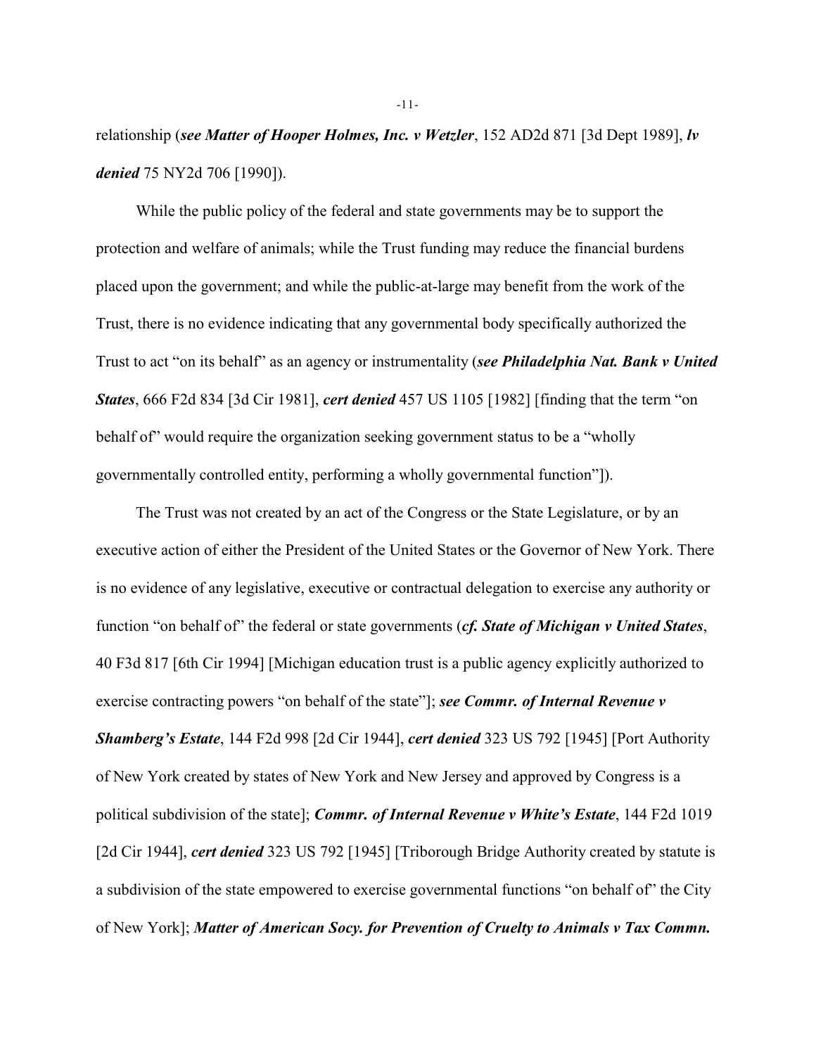relationship (***see Matter of Hooper Holmes, Inc. v Wetzler***, 152 AD2d 871 [3d Dept 1989], ***lv denied*** 75 NY2d 706 [1990]).

While the public policy of the federal and state governments may be to support the protection and welfare of animals; while the Trust funding may reduce the financial burdens placed upon the government; and while the public-at-large may benefit from the work of the Trust, there is no evidence indicating that any governmental body specifically authorized the Trust to act "on its behalf" as an agency or instrumentality (***see Philadelphia Nat. Bank v United States***, 666 F2d 834 [3d Cir 1981], ***cert denied*** 457 US 1105 [1982] [finding that the term "on behalf of" would require the organization seeking government status to be a "wholly governmentally controlled entity, performing a wholly governmental function"]).

The Trust was not created by an act of the Congress or the State Legislature, or by an executive action of either the President of the United States or the Governor of New York. There is no evidence of any legislative, executive or contractual delegation to exercise any authority or function "on behalf of" the federal or state governments (***cf. State of Michigan v United States***, 40 F3d 817 [6th Cir 1994] [Michigan education trust is a public agency explicitly authorized to exercise contracting powers "on behalf of the state"]; ***see Commr. of Internal Revenue v Shamberg's Estate***, 144 F2d 998 [2d Cir 1944], ***cert denied*** 323 US 792 [1945] [Port Authority of New York created by states of New York and New Jersey and approved by Congress is a political subdivision of the state]; ***Commr. of Internal Revenue v White's Estate***, 144 F2d 1019 [2d Cir 1944], ***cert denied*** 323 US 792 [1945] [Triborough Bridge Authority created by statute is a subdivision of the state empowered to exercise governmental functions "on behalf of" the City of New York]; ***Matter of American Socy. for Prevention of Cruelty to Animals v Tax Commn.***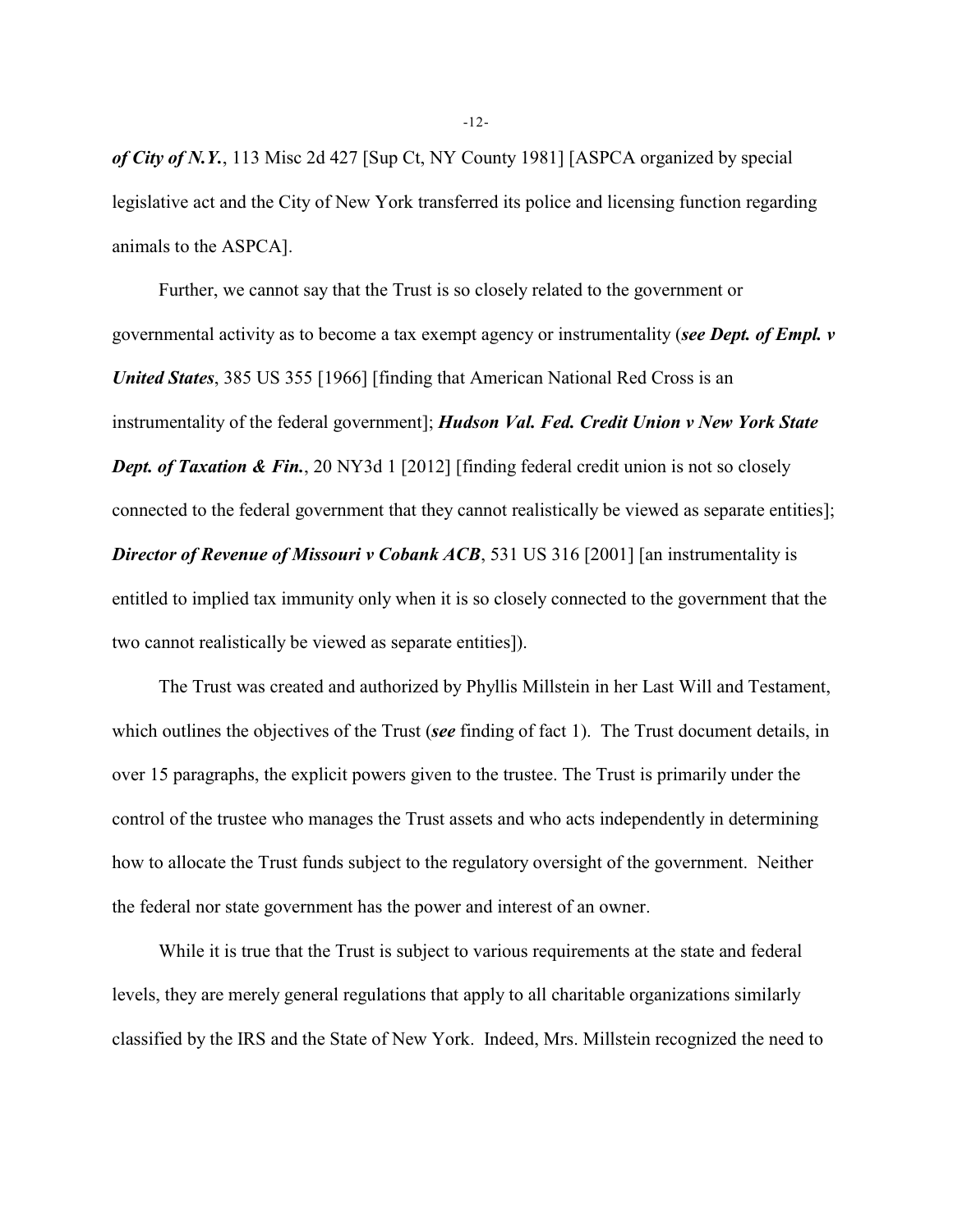***of City of N.Y.***, 113 Misc 2d 427 [Sup Ct, NY County 1981] [ASPCA organized by special legislative act and the City of New York transferred its police and licensing function regarding animals to the ASPCA].

Further, we cannot say that the Trust is so closely related to the government or governmental activity as to become a tax exempt agency or instrumentality (***see Dept. of Empl. v United States***, 385 US 355 [1966] [finding that American National Red Cross is an instrumentality of the federal government]; ***Hudson Val. Fed. Credit Union v New York State Dept. of Taxation & Fin.***, 20 NY3d 1 [2012] [finding federal credit union is not so closely connected to the federal government that they cannot realistically be viewed as separate entities]; ***Director of Revenue of Missouri v Cobank ACB***, 531 US 316 [2001] [an instrumentality is entitled to implied tax immunity only when it is so closely connected to the government that the two cannot realistically be viewed as separate entities]).

The Trust was created and authorized by Phyllis Millstein in her Last Will and Testament, which outlines the objectives of the Trust (***see*** finding of fact 1). The Trust document details, in over 15 paragraphs, the explicit powers given to the trustee. The Trust is primarily under the control of the trustee who manages the Trust assets and who acts independently in determining how to allocate the Trust funds subject to the regulatory oversight of the government. Neither the federal nor state government has the power and interest of an owner.

While it is true that the Trust is subject to various requirements at the state and federal levels, they are merely general regulations that apply to all charitable organizations similarly classified by the IRS and the State of New York. Indeed, Mrs. Millstein recognized the need to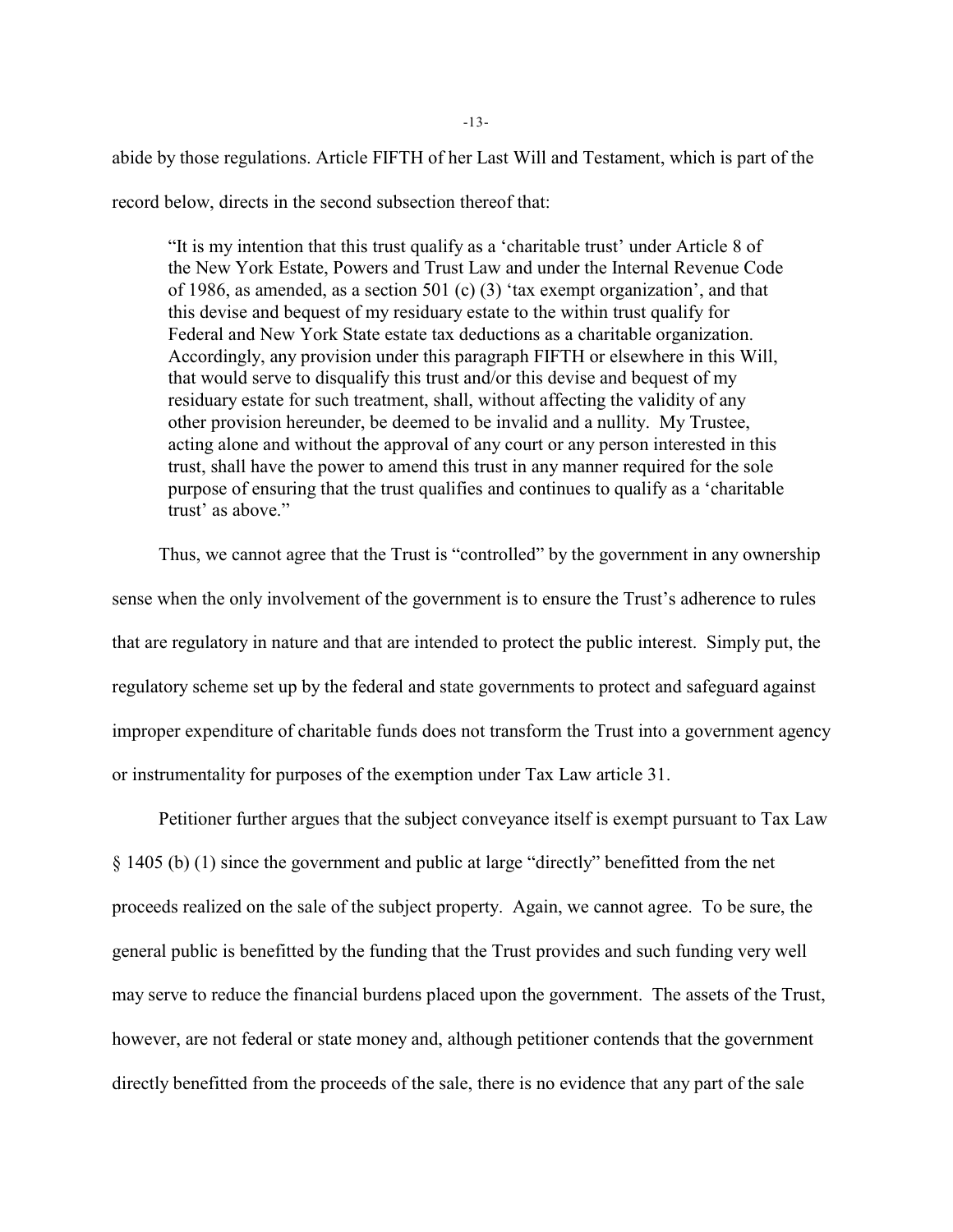abide by those regulations. Article FIFTH of her Last Will and Testament, which is part of the record below, directs in the second subsection thereof that:

> "It is my intention that this trust qualify as a 'charitable trust' under Article 8 of the New York Estate, Powers and Trust Law and under the Internal Revenue Code of 1986, as amended, as a section 501 (c) (3) 'tax exempt organization', and that this devise and bequest of my residuary estate to the within trust qualify for Federal and New York State estate tax deductions as a charitable organization. Accordingly, any provision under this paragraph FIFTH or elsewhere in this Will, that would serve to disqualify this trust and/or this devise and bequest of my residuary estate for such treatment, shall, without affecting the validity of any other provision hereunder, be deemed to be invalid and a nullity. My Trustee, acting alone and without the approval of any court or any person interested in this trust, shall have the power to amend this trust in any manner required for the sole purpose of ensuring that the trust qualifies and continues to qualify as a 'charitable trust' as above."

Thus, we cannot agree that the Trust is "controlled" by the government in any ownership sense when the only involvement of the government is to ensure the Trust's adherence to rules that are regulatory in nature and that are intended to protect the public interest. Simply put, the regulatory scheme set up by the federal and state governments to protect and safeguard against improper expenditure of charitable funds does not transform the Trust into a government agency or instrumentality for purposes of the exemption under Tax Law article 31.

Petitioner further argues that the subject conveyance itself is exempt pursuant to Tax Law § 1405 (b) (1) since the government and public at large "directly" benefitted from the net proceeds realized on the sale of the subject property. Again, we cannot agree. To be sure, the general public is benefitted by the funding that the Trust provides and such funding very well may serve to reduce the financial burdens placed upon the government. The assets of the Trust, however, are not federal or state money and, although petitioner contends that the government directly benefitted from the proceeds of the sale, there is no evidence that any part of the sale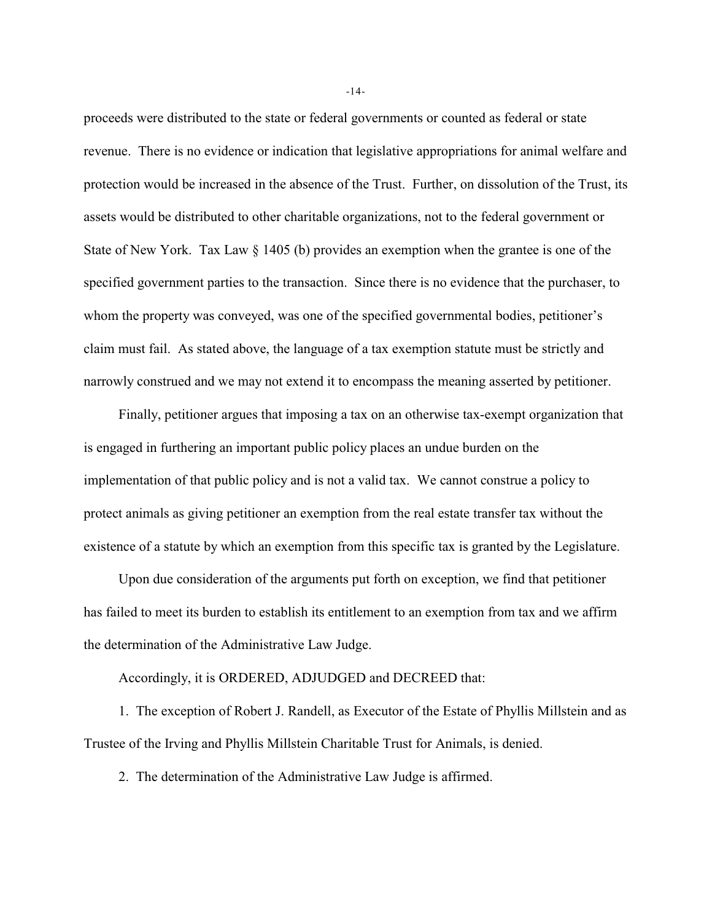proceeds were distributed to the state or federal governments or counted as federal or state revenue. There is no evidence or indication that legislative appropriations for animal welfare and protection would be increased in the absence of the Trust. Further, on dissolution of the Trust, its assets would be distributed to other charitable organizations, not to the federal government or State of New York. Tax Law § 1405 (b) provides an exemption when the grantee is one of the specified government parties to the transaction. Since there is no evidence that the purchaser, to whom the property was conveyed, was one of the specified governmental bodies, petitioner's claim must fail. As stated above, the language of a tax exemption statute must be strictly and narrowly construed and we may not extend it to encompass the meaning asserted by petitioner.

Finally, petitioner argues that imposing a tax on an otherwise tax-exempt organization that is engaged in furthering an important public policy places an undue burden on the implementation of that public policy and is not a valid tax. We cannot construe a policy to protect animals as giving petitioner an exemption from the real estate transfer tax without the existence of a statute by which an exemption from this specific tax is granted by the Legislature.

Upon due consideration of the arguments put forth on exception, we find that petitioner has failed to meet its burden to establish its entitlement to an exemption from tax and we affirm the determination of the Administrative Law Judge.

Accordingly, it is ORDERED, ADJUDGED and DECREED that:

1. The exception of Robert J. Randell, as Executor of the Estate of Phyllis Millstein and as Trustee of the Irving and Phyllis Millstein Charitable Trust for Animals, is denied.

2. The determination of the Administrative Law Judge is affirmed.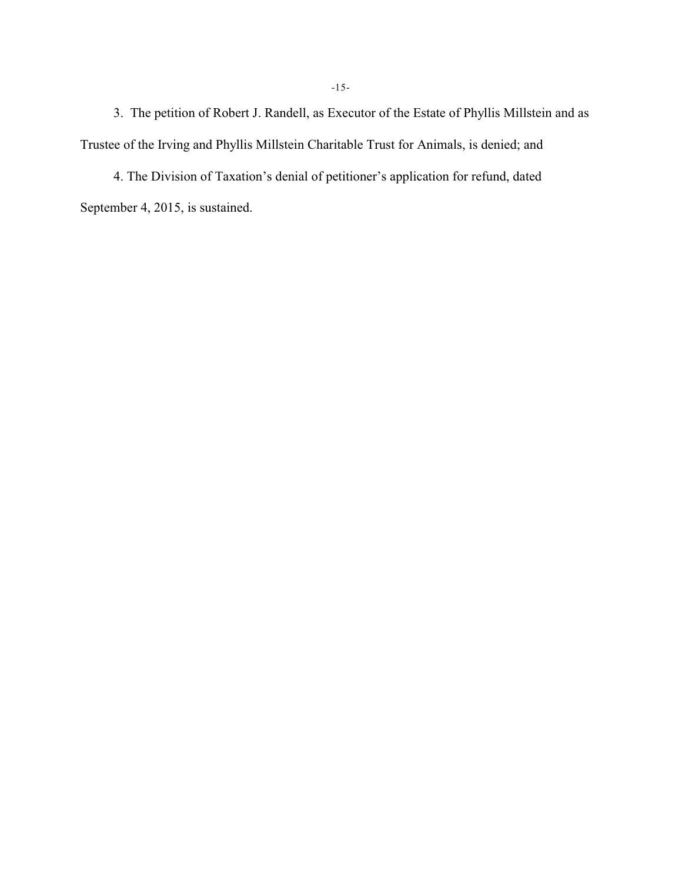3. The petition of Robert J. Randell, as Executor of the Estate of Phyllis Millstein and as Trustee of the Irving and Phyllis Millstein Charitable Trust for Animals, is denied; and

4. The Division of Taxation's denial of petitioner's application for refund, dated September 4, 2015, is sustained.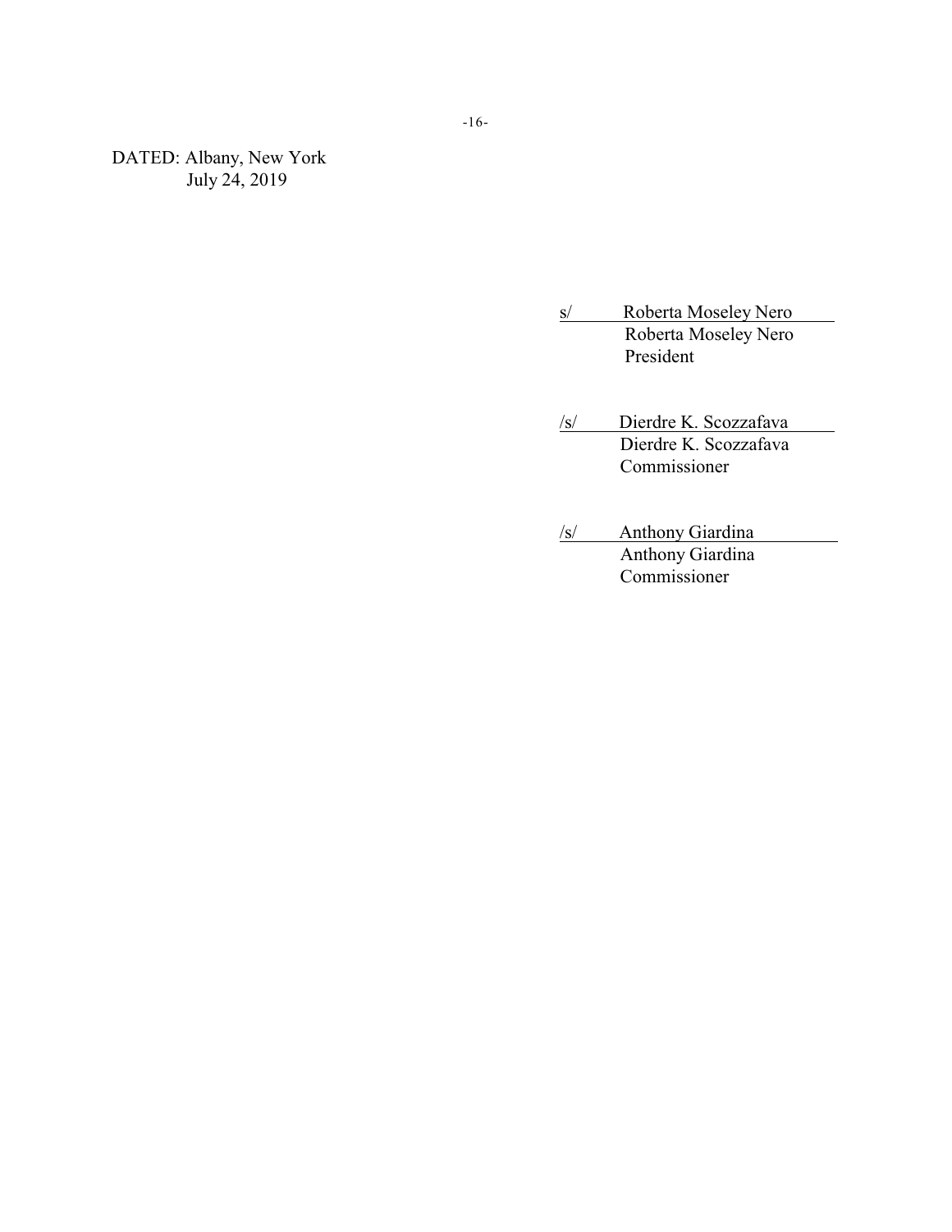DATED: Albany, New York
July 24, 2019

s/ Roberta Moseley Nero
Roberta Moseley Nero
President

/s/ Dierdre K. Scozzafava
Dierdre K. Scozzafava
Commissioner

/s/ Anthony Giardina
Anthony Giardina
Commissioner